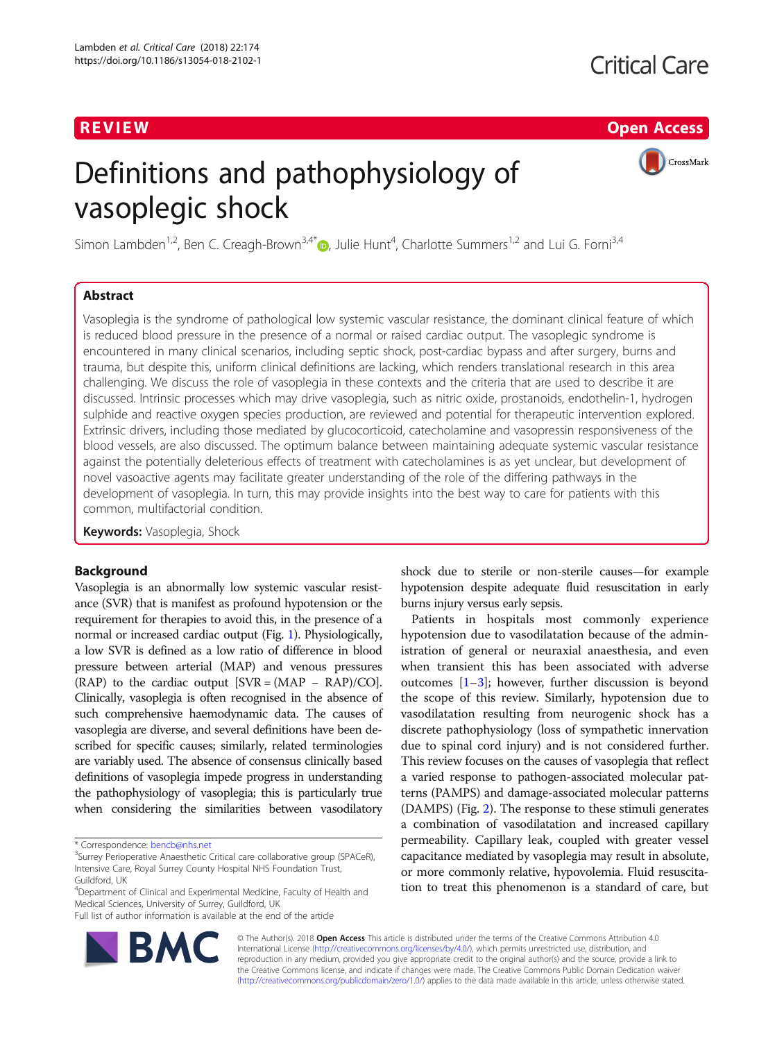REVIEW

Open Access

# Definitions and pathophysiology of vasoplegic shock

Simon Lambden[1,2], Ben C. Creagh-Brown[3,4*], Julie Hunt[4], Charlotte Summers[1,2] and Lui G. Forni[3,4]

## Abstract

Vasoplegia is the syndrome of pathological low systemic vascular resistance, the dominant clinical feature of which is reduced blood pressure in the presence of a normal or raised cardiac output. The vasoplegic syndrome is encountered in many clinical scenarios, including septic shock, post-cardiac bypass and after surgery, burns and trauma, but despite this, uniform clinical definitions are lacking, which renders translational research in this area challenging. We discuss the role of vasoplegia in these contexts and the criteria that are used to describe it are discussed. Intrinsic processes which may drive vasoplegia, such as nitric oxide, prostanoids, endothelin-1, hydrogen sulphide and reactive oxygen species production, are reviewed and potential for therapeutic intervention explored. Extrinsic drivers, including those mediated by glucocorticoid, catecholamine and vasopressin responsiveness of the blood vessels, are also discussed. The optimum balance between maintaining adequate systemic vascular resistance against the potentially deleterious effects of treatment with catecholamines is as yet unclear, but development of novel vasoactive agents may facilitate greater understanding of the role of the differing pathways in the development of vasoplegia. In turn, this may provide insights into the best way to care for patients with this common, multifactorial condition.

**Keywords:** Vasoplegia, Shock

## Background

Vasoplegia is an abnormally low systemic vascular resistance (SVR) that is manifest as profound hypotension or the requirement for therapies to avoid this, in the presence of a normal or increased cardiac output (Fig. 1). Physiologically, a low SVR is defined as a low ratio of difference in blood pressure between arterial (MAP) and venous pressures (RAP) to the cardiac output [$SVR = (MAP - RAP)/CO$]. Clinically, vasoplegia is often recognised in the absence of such comprehensive haemodynamic data. The causes of vasoplegia are diverse, and several definitions have been described for specific causes; similarly, related terminologies are variably used. The absence of consensus clinically based definitions of vasoplegia impede progress in understanding the pathophysiology of vasoplegia; this is particularly true when considering the similarities between vasodilatory shock due to sterile or non-sterile causes—for example hypotension despite adequate fluid resuscitation in early burns injury versus early sepsis.

Patients in hospitals most commonly experience hypotension due to vasodilatation because of the administration of general or neuraxial anaesthesia, and even when transient this has been associated with adverse outcomes [1–3]; however, further discussion is beyond the scope of this review. Similarly, hypotension due to vasodilatation resulting from neurogenic shock has a discrete pathophysiology (loss of sympathetic innervation due to spinal cord injury) and is not considered further. This review focuses on the causes of vasoplegia that reflect a varied response to pathogen-associated molecular patterns (PAMPS) and damage-associated molecular patterns (DAMPS) (Fig. 2). The response to these stimuli generates a combination of vasodilatation and increased capillary permeability. Capillary leak, coupled with greater vessel capacitance mediated by vasoplegia may result in absolute, or more commonly relative, hypovolemia. Fluid resuscitation to treat this phenomenon is a standard of care, but

\* Correspondence: bencb@nhs.net
[3]Surrey Perioperative Anaesthetic Critical care collaborative group (SPACeR), Intensive Care, Royal Surrey County Hospital NHS Foundation Trust, Guildford, UK
[4]Department of Clinical and Experimental Medicine, Faculty of Health and Medical Sciences, University of Surrey, Guildford, UK
Full list of author information is available at the end of the article

© The Author(s). 2018 **Open Access** This article is distributed under the terms of the Creative Commons Attribution 4.0 International License (http://creativecommons.org/licenses/by/4.0/), which permits unrestricted use, distribution, and reproduction in any medium, provided you give appropriate credit to the original author(s) and the source, provide a link to the Creative Commons license, and indicate if changes were made. The Creative Commons Public Domain Dedication waiver (http://creativecommons.org/publicdomain/zero/1.0/) applies to the data made available in this article, unless otherwise stated.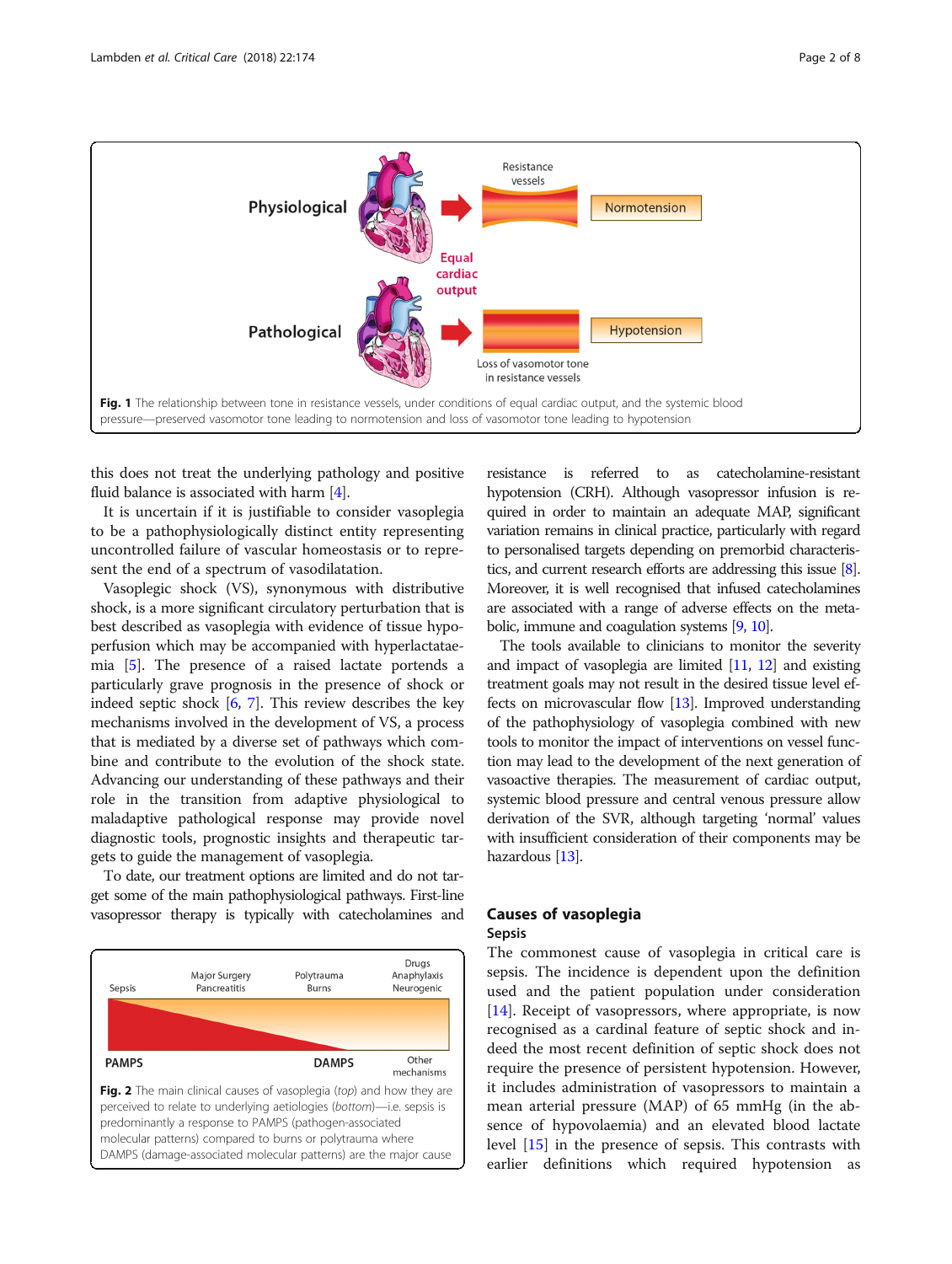Physiological

Resistance vessels

Normotension

Equal cardiac output

Pathological

Hypotension

Loss of vasomotor tone in resistance vessels

**Fig. 1** The relationship between tone in resistance vessels, under conditions of equal cardiac output, and the systemic blood pressure—preserved vasomotor tone leading to normotension and loss of vasomotor tone leading to hypotension

this does not treat the underlying pathology and positive fluid balance is associated with harm [4].

It is uncertain if it is justifiable to consider vasoplegia to be a pathophysiologically distinct entity representing uncontrolled failure of vascular homeostasis or to represent the end of a spectrum of vasodilatation.

Vasoplegic shock (VS), synonymous with distributive shock, is a more significant circulatory perturbation that is best described as vasoplegia with evidence of tissue hypoperfusion which may be accompanied with hyperlactataemia [5]. The presence of a raised lactate portends a particularly grave prognosis in the presence of shock or indeed septic shock [6, 7]. This review describes the key mechanisms involved in the development of VS, a process that is mediated by a diverse set of pathways which combine and contribute to the evolution of the shock state. Advancing our understanding of these pathways and their role in the transition from adaptive physiological to maladaptive pathological response may provide novel diagnostic tools, prognostic insights and therapeutic targets to guide the management of vasoplegia.

To date, our treatment options are limited and do not target some of the main pathophysiological pathways. First-line vasopressor therapy is typically with catecholamines and resistance is referred to as catecholamine-resistant hypotension (CRH). Although vasopressor infusion is required in order to maintain an adequate MAP, significant variation remains in clinical practice, particularly with regard to personalised targets depending on premorbid characteristics, and current research efforts are addressing this issue [8]. Moreover, it is well recognised that infused catecholamines are associated with a range of adverse effects on the metabolic, immune and coagulation systems [9, 10].

The tools available to clinicians to monitor the severity and impact of vasoplegia are limited [11, 12] and existing treatment goals may not result in the desired tissue level effects on microvascular flow [13]. Improved understanding of the pathophysiology of vasoplegia combined with new tools to monitor the impact of interventions on vessel function may lead to the development of the next generation of vasoactive therapies. The measurement of cardiac output, systemic blood pressure and central venous pressure allow derivation of the SVR, although targeting 'normal' values with insufficient consideration of their components may be hazardous [13].

Sepsis

Major Surgery
Pancreatitis

Polytrauma
Burns

Drugs
Anaphylaxis
Neurogenic

PAMPS

DAMPS

Other mechanisms

**Fig. 2** The main clinical causes of vasoplegia (*top*) and how they are perceived to relate to underlying aetiologies (*bottom*)—i.e. sepsis is predominantly a response to PAMPS (pathogen-associated molecular patterns) compared to burns or polytrauma where DAMPS (damage-associated molecular patterns) are the major cause

## Causes of vasoplegia

### Sepsis

The commonest cause of vasoplegia in critical care is sepsis. The incidence is dependent upon the definition used and the patient population under consideration [14]. Receipt of vasopressors, where appropriate, is now recognised as a cardinal feature of septic shock and indeed the most recent definition of septic shock does not require the presence of persistent hypotension. However, it includes administration of vasopressors to maintain a mean arterial pressure (MAP) of 65 mmHg (in the absence of hypovolaemia) and an elevated blood lactate level [15] in the presence of sepsis. This contrasts with earlier definitions which required hypotension as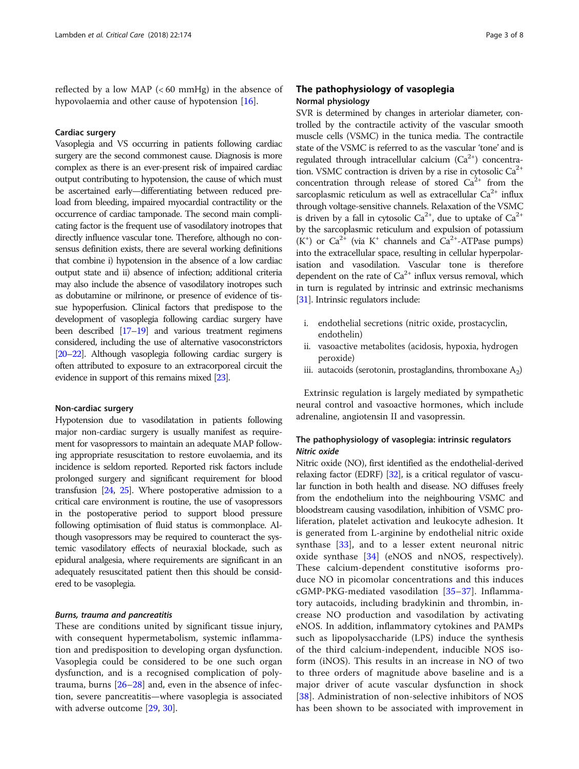reflected by a low MAP (< 60 mmHg) in the absence of hypovolaemia and other cause of hypotension [16].

#### Cardiac surgery

Vasoplegia and VS occurring in patients following cardiac surgery are the second commonest cause. Diagnosis is more complex as there is an ever-present risk of impaired cardiac output contributing to hypotension, the cause of which must be ascertained early—differentiating between reduced preload from bleeding, impaired myocardial contractility or the occurrence of cardiac tamponade. The second main complicating factor is the frequent use of vasodilatory inotropes that directly influence vascular tone. Therefore, although no consensus definition exists, there are several working definitions that combine i) hypotension in the absence of a low cardiac output state and ii) absence of infection; additional criteria may also include the absence of vasodilatory inotropes such as dobutamine or milrinone, or presence of evidence of tissue hypoperfusion. Clinical factors that predispose to the development of vasoplegia following cardiac surgery have been described [17–19] and various treatment regimens considered, including the use of alternative vasoconstrictors [20–22]. Although vasoplegia following cardiac surgery is often attributed to exposure to an extracorporeal circuit the evidence in support of this remains mixed [23].

#### Non-cardiac surgery

Hypotension due to vasodilatation in patients following major non-cardiac surgery is usually manifest as requirement for vasopressors to maintain an adequate MAP following appropriate resuscitation to restore euvolaemia, and its incidence is seldom reported. Reported risk factors include prolonged surgery and significant requirement for blood transfusion [24, 25]. Where postoperative admission to a critical care environment is routine, the use of vasopressors in the postoperative period to support blood pressure following optimisation of fluid status is commonplace. Although vasopressors may be required to counteract the systemic vasodilatory effects of neuraxial blockade, such as epidural analgesia, where requirements are significant in an adequately resuscitated patient then this should be considered to be vasoplegia.

#### *Burns, trauma and pancreatitis*

These are conditions united by significant tissue injury, with consequent hypermetabolism, systemic inflammation and predisposition to developing organ dysfunction. Vasoplegia could be considered to be one such organ dysfunction, and is a recognised complication of polytrauma, burns [26–28] and, even in the absence of infection, severe pancreatitis—where vasoplegia is associated with adverse outcome [29, 30].

## The pathophysiology of vasoplegia

### Normal physiology

SVR is determined by changes in arteriolar diameter, controlled by the contractile activity of the vascular smooth muscle cells (VSMC) in the tunica media. The contractile state of the VSMC is referred to as the vascular 'tone' and is regulated through intracellular calcium ($Ca^{2+}$) concentration. VSMC contraction is driven by a rise in cytosolic $Ca^{2+}$ concentration through release of stored $Ca^{2+}$ from the sarcoplasmic reticulum as well as extracellular $Ca^{2+}$ influx through voltage-sensitive channels. Relaxation of the VSMC is driven by a fall in cytosolic $Ca^{2+}$, due to uptake of $Ca^{2+}$ by the sarcoplasmic reticulum and expulsion of potassium ($K^{+}$) or $Ca^{2+}$ (via $K^{+}$ channels and $Ca^{2+}$-ATPase pumps) into the extracellular space, resulting in cellular hyperpolarisation and vasodilation. Vascular tone is therefore dependent on the rate of $Ca^{2+}$ influx versus removal, which in turn is regulated by intrinsic and extrinsic mechanisms [31]. Intrinsic regulators include:

i. endothelial secretions (nitric oxide, prostacyclin, endothelin)
ii. vasoactive metabolites (acidosis, hypoxia, hydrogen peroxide)
iii. autacoids (serotonin, prostaglandins, thromboxane $A_2$)

Extrinsic regulation is largely mediated by sympathetic neural control and vasoactive hormones, which include adrenaline, angiotensin II and vasopressin.

### The pathophysiology of vasoplegia: intrinsic regulators

#### *Nitric oxide*

Nitric oxide (NO), first identified as the endothelial-derived relaxing factor (EDRF) [32], is a critical regulator of vascular function in both health and disease. NO diffuses freely from the endothelium into the neighbouring VSMC and bloodstream causing vasodilation, inhibition of VSMC proliferation, platelet activation and leukocyte adhesion. It is generated from L-arginine by endothelial nitric oxide synthase [33], and to a lesser extent neuronal nitric oxide synthase [34] (eNOS and nNOS, respectively). These calcium-dependent constitutive isoforms produce NO in picomolar concentrations and this induces cGMP-PKG-mediated vasodilation [35–37]. Inflammatory autacoids, including bradykinin and thrombin, increase NO production and vasodilation by activating eNOS. In addition, inflammatory cytokines and PAMPs such as lipopolysaccharide (LPS) induce the synthesis of the third calcium-independent, inducible NOS isoform (iNOS). This results in an increase in NO of two to three orders of magnitude above baseline and is a major driver of acute vascular dysfunction in shock [38]. Administration of non-selective inhibitors of NOS has been shown to be associated with improvement in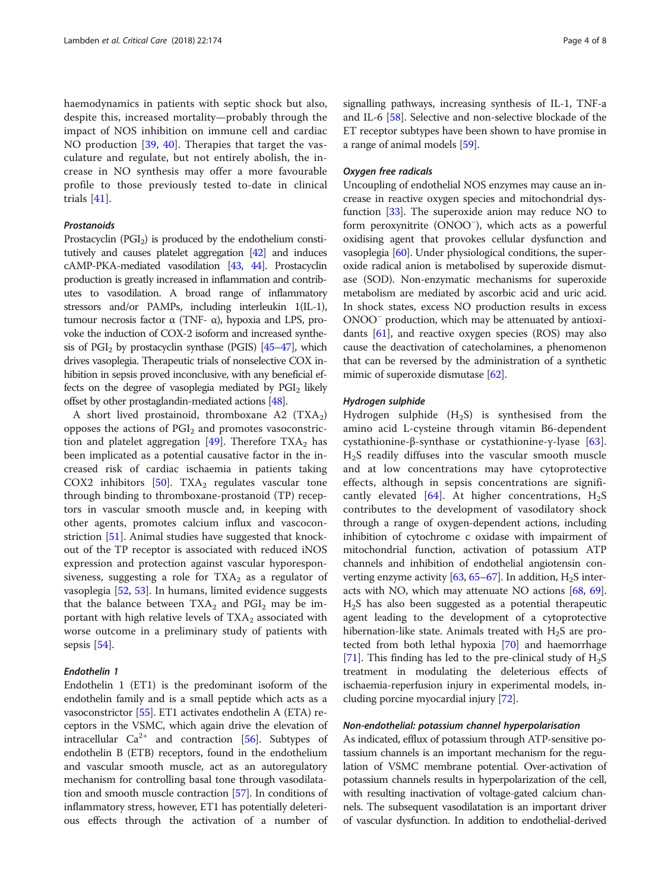haemodynamics in patients with septic shock but also, despite this, increased mortality—probably through the impact of NOS inhibition on immune cell and cardiac NO production [39, 40]. Therapies that target the vasculature and regulate, but not entirely abolish, the increase in NO synthesis may offer a more favourable profile to those previously tested to-date in clinical trials [41].

### *Prostanoids*

Prostacyclin ($PGI_2$) is produced by the endothelium constitutively and causes platelet aggregation [42] and induces cAMP-PKA-mediated vasodilation [43, 44]. Prostacyclin production is greatly increased in inflammation and contributes to vasodilation. A broad range of inflammatory stressors and/or PAMPs, including interleukin 1(IL-1), tumour necrosis factor α (TNF- α), hypoxia and LPS, provoke the induction of COX-2 isoform and increased synthesis of $PGI_2$ by prostacyclin synthase (PGIS) [45–47], which drives vasoplegia. Therapeutic trials of nonselective COX inhibition in sepsis proved inconclusive, with any beneficial effects on the degree of vasoplegia mediated by $PGI_2$ likely offset by other prostaglandin-mediated actions [48].

A short lived prostainoid, thromboxane A2 ($TXA_2$) opposes the actions of $PGI_2$ and promotes vasoconstriction and platelet aggregation [49]. Therefore $TXA_2$ has been implicated as a potential causative factor in the increased risk of cardiac ischaemia in patients taking COX2 inhibitors [50]. $TXA_2$ regulates vascular tone through binding to thromboxane-prostanoid (TP) receptors in vascular smooth muscle and, in keeping with other agents, promotes calcium influx and vascoconstriction [51]. Animal studies have suggested that knockout of the TP receptor is associated with reduced iNOS expression and protection against vascular hyporesponsiveness, suggesting a role for $TXA_2$ as a regulator of vasoplegia [52, 53]. In humans, limited evidence suggests that the balance between $TXA_2$ and $PGI_2$ may be important with high relative levels of $TXA_2$ associated with worse outcome in a preliminary study of patients with sepsis [54].

### *Endothelin 1*

Endothelin 1 (ET1) is the predominant isoform of the endothelin family and is a small peptide which acts as a vasoconstrictor [55]. ET1 activates endothelin A (ETA) receptors in the VSMC, which again drive the elevation of intracellular $Ca^{2+}$ and contraction [56]. Subtypes of endothelin B (ETB) receptors, found in the endothelium and vascular smooth muscle, act as an autoregulatory mechanism for controlling basal tone through vasodilatation and smooth muscle contraction [57]. In conditions of inflammatory stress, however, ET1 has potentially deleterious effects through the activation of a number of signalling pathways, increasing synthesis of IL-1, TNF-a and IL-6 [58]. Selective and non-selective blockade of the ET receptor subtypes have been shown to have promise in a range of animal models [59].

### *Oxygen free radicals*

Uncoupling of endothelial NOS enzymes may cause an increase in reactive oxygen species and mitochondrial dysfunction [33]. The superoxide anion may reduce NO to form peroxynitrite ($ONOO^-$), which acts as a powerful oxidising agent that provokes cellular dysfunction and vasoplegia [60]. Under physiological conditions, the superoxide radical anion is metabolised by superoxide dismutase (SOD). Non-enzymatic mechanisms for superoxide metabolism are mediated by ascorbic acid and uric acid. In shock states, excess NO production results in excess $ONOO^-$ production, which may be attenuated by antioxidants [61], and reactive oxygen species (ROS) may also cause the deactivation of catecholamines, a phenomenon that can be reversed by the administration of a synthetic mimic of superoxide dismutase [62].

### *Hydrogen sulphide*

Hydrogen sulphide ($H_2S$) is synthesised from the amino acid L-cysteine through vitamin B6-dependent cystathionine-β-synthase or cystathionine-γ-lyase [63]. $H_2S$ readily diffuses into the vascular smooth muscle and at low concentrations may have cytoprotective effects, although in sepsis concentrations are significantly elevated [64]. At higher concentrations, $H_2S$ contributes to the development of vasodilatory shock through a range of oxygen-dependent actions, including inhibition of cytochrome c oxidase with impairment of mitochondrial function, activation of potassium ATP channels and inhibition of endothelial angiotensin converting enzyme activity [63, 65–67]. In addition, $H_2S$ interacts with NO, which may attenuate NO actions [68, 69]. $H_2S$ has also been suggested as a potential therapeutic agent leading to the development of a cytoprotective hibernation-like state. Animals treated with $H_2S$ are protected from both lethal hypoxia [70] and haemorrhage [71]. This finding has led to the pre-clinical study of $H_2S$ treatment in modulating the deleterious effects of ischaemia-reperfusion injury in experimental models, including porcine myocardial injury [72].

### *Non-endothelial: potassium channel hyperpolarisation*

As indicated, efflux of potassium through ATP-sensitive potassium channels is an important mechanism for the regulation of VSMC membrane potential. Over-activation of potassium channels results in hyperpolarization of the cell, with resulting inactivation of voltage-gated calcium channels. The subsequent vasodilatation is an important driver of vascular dysfunction. In addition to endothelial-derived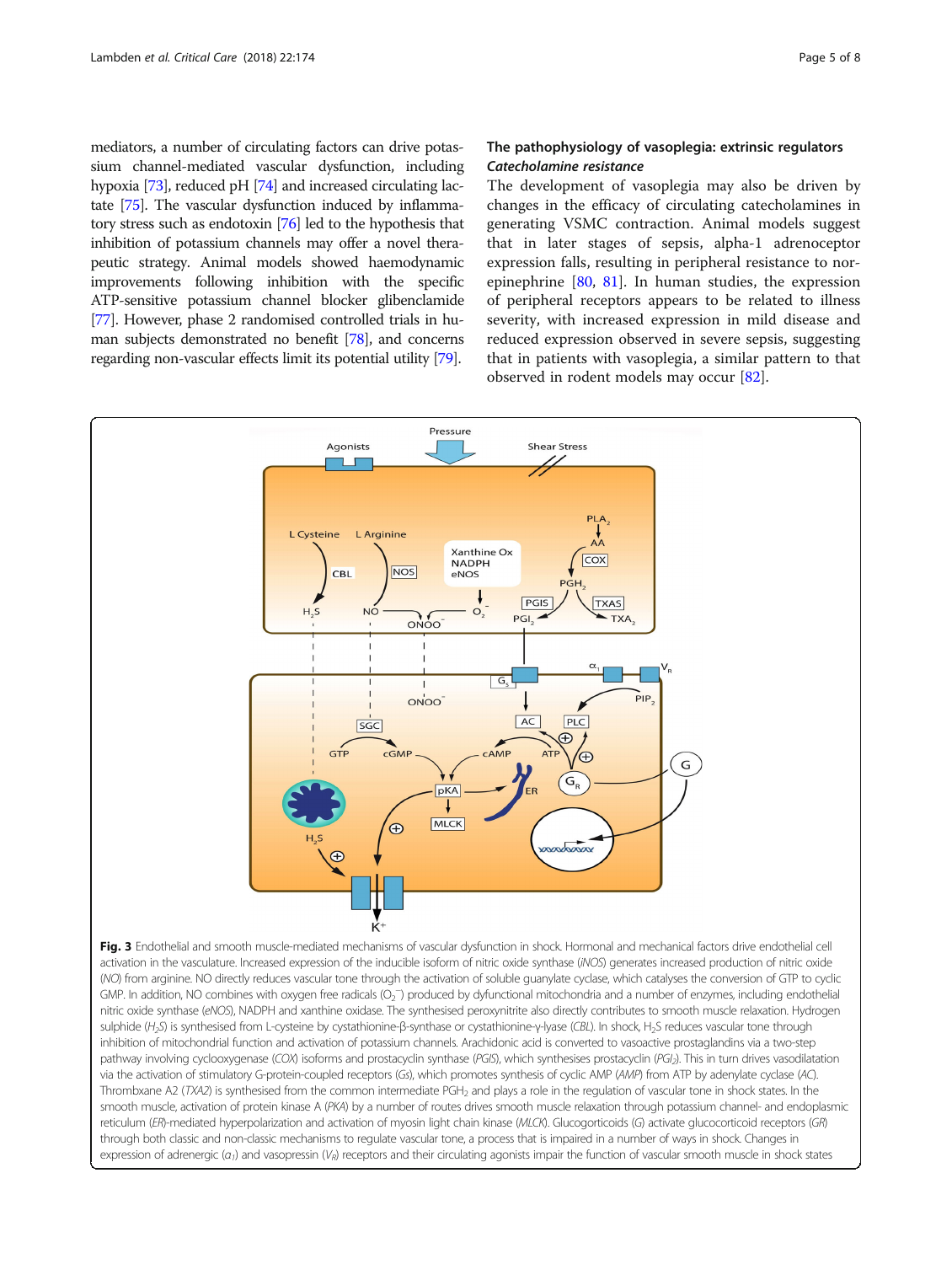mediators, a number of circulating factors can drive potassium channel-mediated vascular dysfunction, including hypoxia [73], reduced pH [74] and increased circulating lactate [75]. The vascular dysfunction induced by inflammatory stress such as endotoxin [76] led to the hypothesis that inhibition of potassium channels may offer a novel therapeutic strategy. Animal models showed haemodynamic improvements following inhibition with the specific ATP-sensitive potassium channel blocker glibenclamide [77]. However, phase 2 randomised controlled trials in human subjects demonstrated no benefit [78], and concerns regarding non-vascular effects limit its potential utility [79].

## The pathophysiology of vasoplegia: extrinsic regulators

### *Catecholamine resistance*

The development of vasoplegia may also be driven by changes in the efficacy of circulating catecholamines in generating VSMC contraction. Animal models suggest that in later stages of sepsis, alpha-1 adrenoceptor expression falls, resulting in peripheral resistance to norepinephrine [80, 81]. In human studies, the expression of peripheral receptors appears to be related to illness severity, with increased expression in mild disease and reduced expression observed in severe sepsis, suggesting that in patients with vasoplegia, a similar pattern to that observed in rodent models may occur [82].

Pressure
Agonists
Shear Stress
L Cysteine
L Arginine
CBL
NOS
Xanthine Ox
NADPH
eNOS
$PLA_2$
AA
COX
$PGH_2$
PGIS
TXAS
$H_2S$
NO
$ONOO^-$
$O_2^-$
$PGI_2$
$TXA_2$
$G_s$
$\alpha_1$
$V_R$
$PIP_2$
$ONOO^-$
SGC
AC
PLC
GTP
cGMP
cAMP
ATP
G
$G_R$
pKA
ER
MLCK
$H_2S$
$K^+$

**Fig. 3** Endothelial and smooth muscle-mediated mechanisms of vascular dysfunction in shock. Hormonal and mechanical factors drive endothelial cell activation in the vasculature. Increased expression of the inducible isoform of nitric oxide synthase (*iNOS*) generates increased production of nitric oxide (*NO*) from arginine. NO directly reduces vascular tone through the activation of soluble guanylate cyclase, which catalyses the conversion of GTP to cyclic GMP. In addition, NO combines with oxygen free radicals ($O_2^-$) produced by dyfunctional mitochondria and a number of enzymes, including endothelial nitric oxide synthase (*eNOS*), NADPH and xanthine oxidase. The synthesised peroxynitrite also directly contributes to smooth muscle relaxation. Hydrogen sulphide ($H_2S$) is synthesised from L-cysteine by cystathionine-β-synthase or cystathionine-γ-lyase (*CBL*). In shock, $H_2S$ reduces vascular tone through inhibition of mitochondrial function and activation of potassium channels. Arachidonic acid is converted to vasoactive prostaglandins via a two-step pathway involving cyclooxygenase (*COX*) isoforms and prostacyclin synthase (*PGIS*), which synthesises prostacyclin ($PGI_2$). This in turn drives vasodilatation via the activation of stimulatory G-protein-coupled receptors (*Gs*), which promotes synthesis of cyclic AMP (*AMP*) from ATP by adenylate cyclase (*AC*). Thrombxane A2 (*TXA2*) is synthesised from the common intermediate $PGH_2$ and plays a role in the regulation of vascular tone in shock states. In the smooth muscle, activation of protein kinase A (*PKA*) by a number of routes drives smooth muscle relaxation through potassium channel- and endoplasmic reticulum (*ER*)-mediated hyperpolarization and activation of myosin light chain kinase (*MLCK*). Glucogorticoids (*G*) activate glucocorticoid receptors (*GR*) through both classic and non-classic mechanisms to regulate vascular tone, a process that is impaired in a number of ways in shock. Changes in expression of adrenergic ($\alpha_1$) and vasopressin ($V_R$) receptors and their circulating agonists impair the function of vascular smooth muscle in shock states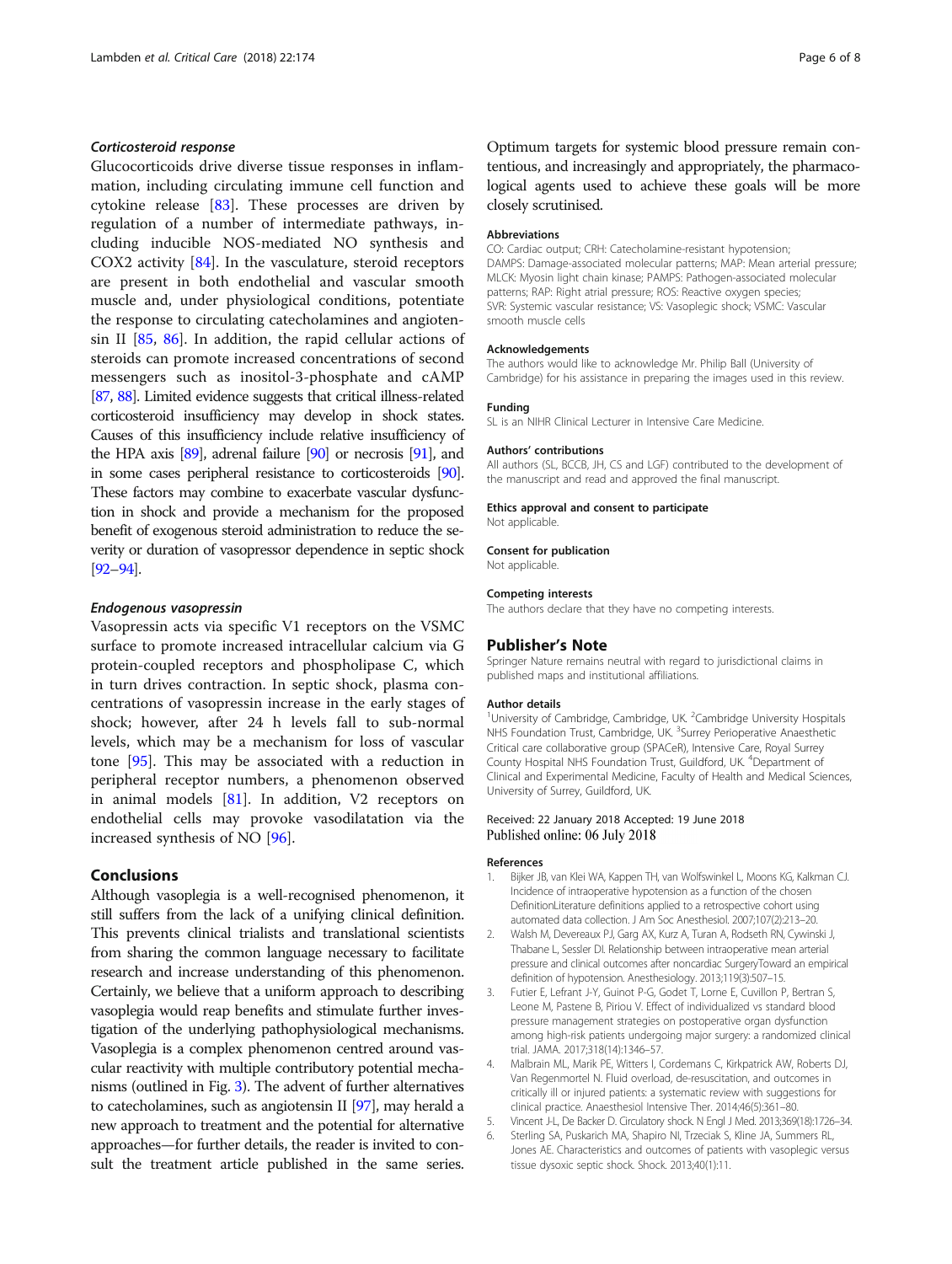### *Corticosteroid response*

Glucocorticoids drive diverse tissue responses in inflammation, including circulating immune cell function and cytokine release [83]. These processes are driven by regulation of a number of intermediate pathways, including inducible NOS-mediated NO synthesis and COX2 activity [84]. In the vasculature, steroid receptors are present in both endothelial and vascular smooth muscle and, under physiological conditions, potentiate the response to circulating catecholamines and angiotensin II [85, 86]. In addition, the rapid cellular actions of steroids can promote increased concentrations of second messengers such as inositol-3-phosphate and cAMP [87, 88]. Limited evidence suggests that critical illness-related corticosteroid insufficiency may develop in shock states. Causes of this insufficiency include relative insufficiency of the HPA axis [89], adrenal failure [90] or necrosis [91], and in some cases peripheral resistance to corticosteroids [90]. These factors may combine to exacerbate vascular dysfunction in shock and provide a mechanism for the proposed benefit of exogenous steroid administration to reduce the severity or duration of vasopressor dependence in septic shock [92–94].

### *Endogenous vasopressin*

Vasopressin acts via specific V1 receptors on the VSMC surface to promote increased intracellular calcium via G protein-coupled receptors and phospholipase C, which in turn drives contraction. In septic shock, plasma concentrations of vasopressin increase in the early stages of shock; however, after 24 h levels fall to sub-normal levels, which may be a mechanism for loss of vascular tone [95]. This may be associated with a reduction in peripheral receptor numbers, a phenomenon observed in animal models [81]. In addition, V2 receptors on endothelial cells may provoke vasodilatation via the increased synthesis of NO [96].

## Conclusions

Although vasoplegia is a well-recognised phenomenon, it still suffers from the lack of a unifying clinical definition. This prevents clinical trialists and translational scientists from sharing the common language necessary to facilitate research and increase understanding of this phenomenon. Certainly, we believe that a uniform approach to describing vasoplegia would reap benefits and stimulate further investigation of the underlying pathophysiological mechanisms. Vasoplegia is a complex phenomenon centred around vascular reactivity with multiple contributory potential mechanisms (outlined in Fig. 3). The advent of further alternatives to catecholamines, such as angiotensin II [97], may herald a new approach to treatment and the potential for alternative approaches—for further details, the reader is invited to consult the treatment article published in the same series. Optimum targets for systemic blood pressure remain contentious, and increasingly and appropriately, the pharmacological agents used to achieve these goals will be more closely scrutinised.

#### Abbreviations

CO: Cardiac output; CRH: Catecholamine-resistant hypotension; DAMPS: Damage-associated molecular patterns; MAP: Mean arterial pressure; MLCK: Myosin light chain kinase; PAMPS: Pathogen-associated molecular patterns; RAP: Right atrial pressure; ROS: Reactive oxygen species; SVR: Systemic vascular resistance; VS: Vasoplegic shock; VSMC: Vascular smooth muscle cells

#### Acknowledgements

The authors would like to acknowledge Mr. Philip Ball (University of Cambridge) for his assistance in preparing the images used in this review.

#### Funding

SL is an NIHR Clinical Lecturer in Intensive Care Medicine.

#### Authors' contributions

All authors (SL, BCCB, JH, CS and LGF) contributed to the development of the manuscript and read and approved the final manuscript.

#### Ethics approval and consent to participate

Not applicable.

#### Consent for publication

Not applicable.

#### Competing interests

The authors declare that they have no competing interests.

## Publisher's Note

Springer Nature remains neutral with regard to jurisdictional claims in published maps and institutional affiliations.

#### Author details

[1]University of Cambridge, Cambridge, UK. [2]Cambridge University Hospitals NHS Foundation Trust, Cambridge, UK. [3]Surrey Perioperative Anaesthetic Critical care collaborative group (SPACeR), Intensive Care, Royal Surrey County Hospital NHS Foundation Trust, Guildford, UK. [4]Department of Clinical and Experimental Medicine, Faculty of Health and Medical Sciences, University of Surrey, Guildford, UK.

Received: 22 January 2018 Accepted: 19 June 2018
Published online: 06 July 2018

#### References

1. Bijker JB, van Klei WA, Kappen TH, van Wolfswinkel L, Moons KG, Kalkman CJ. Incidence of intraoperative hypotension as a function of the chosen DefinitionLiterature definitions applied to a retrospective cohort using automated data collection. J Am Soc Anesthesiol. 2007;107(2):213–20.
2. Walsh M, Devereaux PJ, Garg AX, Kurz A, Turan A, Rodseth RN, Cywinski J, Thabane L, Sessler DI. Relationship between intraoperative mean arterial pressure and clinical outcomes after noncardiac SurgeryToward an empirical definition of hypotension. Anesthesiology. 2013;119(3):507–15.
3. Futier E, Lefrant J-Y, Guinot P-G, Godet T, Lorne E, Cuvillon P, Bertran S, Leone M, Pastene B, Piriou V. Effect of individualized vs standard blood pressure management strategies on postoperative organ dysfunction among high-risk patients undergoing major surgery: a randomized clinical trial. JAMA. 2017;318(14):1346–57.
4. Malbrain ML, Marik PE, Witters I, Cordemans C, Kirkpatrick AW, Roberts DJ, Van Regenmortel N. Fluid overload, de-resuscitation, and outcomes in critically ill or injured patients: a systematic review with suggestions for clinical practice. Anaesthesiol Intensive Ther. 2014;46(5):361–80.
5. Vincent J-L, De Backer D. Circulatory shock. N Engl J Med. 2013;369(18):1726–34.
6. Sterling SA, Puskarich MA, Shapiro NI, Trzeciak S, Kline JA, Summers RL, Jones AE. Characteristics and outcomes of patients with vasoplegic versus tissue dysoxic septic shock. Shock. 2013;40(1):11.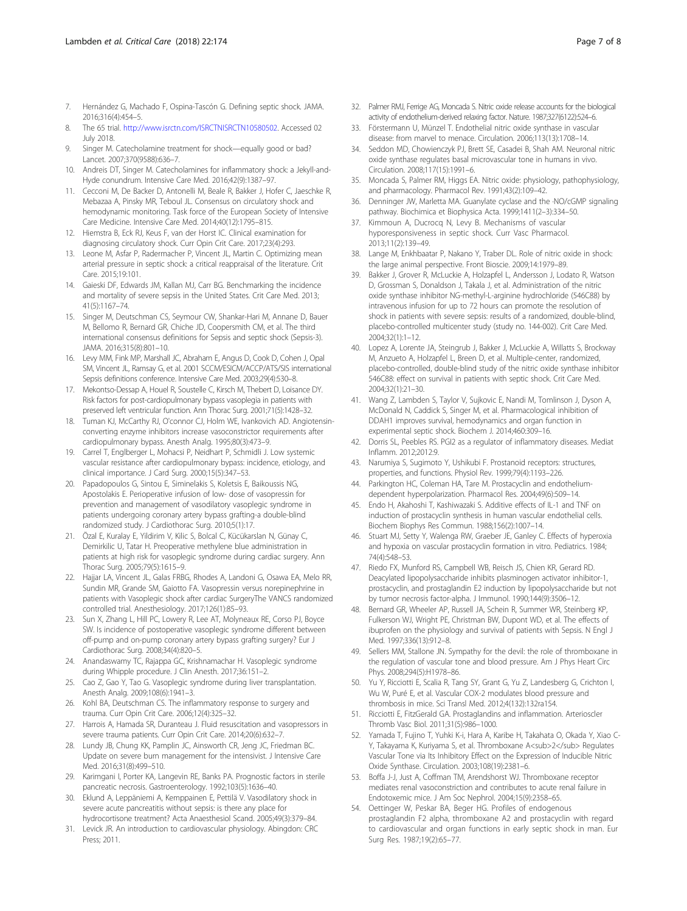7. Hernández G, Machado F, Ospina-Tascón G. Defining septic shock. JAMA. 2016;316(4):454–5.
8. The 65 trial. http://www.isrctn.com/ISRCTNISRCTN10580502. Accessed 02 July 2018.
9. Singer M. Catecholamine treatment for shock—equally good or bad? Lancet. 2007;370(9588):636–7.
10. Andreis DT, Singer M. Catecholamines for inflammatory shock: a Jekyll-and-Hyde conundrum. Intensive Care Med. 2016;42(9):1387–97.
11. Cecconi M, De Backer D, Antonelli M, Beale R, Bakker J, Hofer C, Jaeschke R, Mebazaa A, Pinsky MR, Teboul JL. Consensus on circulatory shock and hemodynamic monitoring. Task force of the European Society of Intensive Care Medicine. Intensive Care Med. 2014;40(12):1795–815.
12. Hiemstra B, Eck RJ, Keus F, van der Horst IC. Clinical examination for diagnosing circulatory shock. Curr Opin Crit Care. 2017;23(4):293.
13. Leone M, Asfar P, Radermacher P, Vincent JL, Martin C. Optimizing mean arterial pressure in septic shock: a critical reappraisal of the literature. Crit Care. 2015;19:101.
14. Gaieski DF, Edwards JM, Kallan MJ, Carr BG. Benchmarking the incidence and mortality of severe sepsis in the United States. Crit Care Med. 2013; 41(5):1167–74.
15. Singer M, Deutschman CS, Seymour CW, Shankar-Hari M, Annane D, Bauer M, Bellomo R, Bernard GR, Chiche JD, Coopersmith CM, et al. The third international consensus definitions for Sepsis and septic shock (Sepsis-3). JAMA. 2016;315(8):801–10.
16. Levy MM, Fink MP, Marshall JC, Abraham E, Angus D, Cook D, Cohen J, Opal SM, Vincent JL, Ramsay G, et al. 2001 SCCM/ESICM/ACCP/ATS/SIS international Sepsis definitions conference. Intensive Care Med. 2003;29(4):530–8.
17. Mekontso-Dessap A, Houel R, Soustelle C, Kirsch M, Thebert D, Loisance DY. Risk factors for post-cardiopulmonary bypass vasoplegia in patients with preserved left ventricular function. Ann Thorac Surg. 2001;71(5):1428–32.
18. Tuman KJ, McCarthy RJ, O'connor CJ, Holm WE, Ivankovich AD. Angiotensin-converting enzyme inhibitors increase vasoconstrictor requirements after cardiopulmonary bypass. Anesth Analg. 1995;80(3):473–9.
19. Carrel T, Englberger L, Mohacsi P, Neidhart P, Schmidli J. Low systemic vascular resistance after cardiopulmonary bypass: incidence, etiology, and clinical importance. J Card Surg. 2000;15(5):347–53.
20. Papadopoulos G, Sintou E, Siminelakis S, Koletsis E, Baikoussis NG, Apostolakis E. Perioperative infusion of low- dose of vasopressin for prevention and management of vasodilatory vasoplegic syndrome in patients undergoing coronary artery bypass grafting-a double-blind randomized study. J Cardiothorac Surg. 2010;5(1):17.
21. Özal E, Kuralay E, Yildirim V, Kilic S, Bolcal C, Kücükarslan N, Günay C, Demirkilic U, Tatar H. Preoperative methylene blue administration in patients at high risk for vasoplegic syndrome during cardiac surgery. Ann Thorac Surg. 2005;79(5):1615–9.
22. Hajjar LA, Vincent JL, Galas FRBG, Rhodes A, Landoni G, Osawa EA, Melo RR, Sundin MR, Grande SM, Gaiotto FA. Vasopressin versus norepinephrine in patients with Vasoplegic shock after cardiac SurgeryThe VANCS randomized controlled trial. Anesthesiology. 2017;126(1):85–93.
23. Sun X, Zhang L, Hill PC, Lowery R, Lee AT, Molyneaux RE, Corso PJ, Boyce SW. Is incidence of postoperative vasoplegic syndrome different between off-pump and on-pump coronary artery bypass grafting surgery? Eur J Cardiothorac Surg. 2008;34(4):820–5.
24. Anandaswamy TC, Rajappa GC, Krishnamachar H. Vasoplegic syndrome during Whipple procedure. J Clin Anesth. 2017;36:151–2.
25. Cao Z, Gao Y, Tao G. Vasoplegic syndrome during liver transplantation. Anesth Analg. 2009;108(6):1941–3.
26. Kohl BA, Deutschman CS. The inflammatory response to surgery and trauma. Curr Opin Crit Care. 2006;12(4):325–32.
27. Harrois A, Hamada SR, Duranteau J. Fluid resuscitation and vasopressors in severe trauma patients. Curr Opin Crit Care. 2014;20(6):632–7.
28. Lundy JB, Chung KK, Pamplin JC, Ainsworth CR, Jeng JC, Friedman BC. Update on severe burn management for the intensivist. J Intensive Care Med. 2016;31(8):499–510.
29. Karimgani I, Porter KA, Langevin RE, Banks PA. Prognostic factors in sterile pancreatic necrosis. Gastroenterology. 1992;103(5):1636–40.
30. Eklund A, Leppäniemi A, Kemppainen E, Pettilä V. Vasodilatory shock in severe acute pancreatitis without sepsis: is there any place for hydrocortisone treatment? Acta Anaesthesiol Scand. 2005;49(3):379–84.
31. Levick JR. An introduction to cardiovascular physiology. Abingdon: CRC Press; 2011.
32. Palmer RMJ, Ferrige AG, Moncada S. Nitric oxide release accounts for the biological activity of endothelium-derived relaxing factor. Nature. 1987;327(6122):524–6.
33. Förstermann U, Münzel T. Endothelial nitric oxide synthase in vascular disease: from marvel to menace. Circulation. 2006;113(13):1708–14.
34. Seddon MD, Chowienczyk PJ, Brett SE, Casadei B, Shah AM. Neuronal nitric oxide synthase regulates basal microvascular tone in humans in vivo. Circulation. 2008;117(15):1991–6.
35. Moncada S, Palmer RM, Higgs EA. Nitric oxide: physiology, pathophysiology, and pharmacology. Pharmacol Rev. 1991;43(2):109–42.
36. Denninger JW, Marletta MA. Guanylate cyclase and the ·NO/cGMP signaling pathway. Biochimica et Biophysica Acta. 1999;1411(2–3):334–50.
37. Kimmoun A, Ducrocq N, Levy B. Mechanisms of vascular hyporesponsiveness in septic shock. Curr Vasc Pharmacol. 2013;11(2):139–49.
38. Lange M, Enkhbaatar P, Nakano Y, Traber DL. Role of nitric oxide in shock: the large animal perspective. Front Bioscie. 2009;14:1979–89.
39. Bakker J, Grover R, McLuckie A, Holzapfel L, Andersson J, Lodato R, Watson D, Grossman S, Donaldson J, Takala J, et al. Administration of the nitric oxide synthase inhibitor NG-methyl-L-arginine hydrochloride (546C88) by intravenous infusion for up to 72 hours can promote the resolution of shock in patients with severe sepsis: results of a randomized, double-blind, placebo-controlled multicenter study (study no. 144-002). Crit Care Med. 2004;32(1):1–12.
40. Lopez A, Lorente JA, Steingrub J, Bakker J, McLuckie A, Willatts S, Brockway M, Anzueto A, Holzapfel L, Breen D, et al. Multiple-center, randomized, placebo-controlled, double-blind study of the nitric oxide synthase inhibitor 546C88: effect on survival in patients with septic shock. Crit Care Med. 2004;32(1):21–30.
41. Wang Z, Lambden S, Taylor V, Sujkovic E, Nandi M, Tomlinson J, Dyson A, McDonald N, Caddick S, Singer M, et al. Pharmacological inhibition of DDAH1 improves survival, hemodynamics and organ function in experimental septic shock. Biochem J. 2014;460:309–16.
42. Dorris SL, Peebles RS. PGI2 as a regulator of inflammatory diseases. Mediat Inflamm. 2012;2012:9.
43. Narumiya S, Sugimoto Y, Ushikubi F. Prostanoid receptors: structures, properties, and functions. Physiol Rev. 1999;79(4):1193–226.
44. Parkington HC, Coleman HA, Tare M. Prostacyclin and endothelium-dependent hyperpolarization. Pharmacol Res. 2004;49(6):509–14.
45. Endo H, Akahoshi T, Kashiwazaki S. Additive effects of IL-1 and TNF on induction of prostacyclin synthesis in human vascular endothelial cells. Biochem Biophys Res Commun. 1988;156(2):1007–14.
46. Stuart MJ, Setty Y, Walenga RW, Graeber JE, Ganley C. Effects of hyperoxia and hypoxia on vascular prostacyclin formation in vitro. Pediatrics. 1984; 74(4):548–53.
47. Riedo FX, Munford RS, Campbell WB, Reisch JS, Chien KR, Gerard RD. Deacylated lipopolysaccharide inhibits plasminogen activator inhibitor-1, prostacyclin, and prostaglandin E2 induction by lipopolysaccharide but not by tumor necrosis factor-alpha. J Immunol. 1990;144(9):3506–12.
48. Bernard GR, Wheeler AP, Russell JA, Schein R, Summer WR, Steinberg KP, Fulkerson WJ, Wright PE, Christman BW, Dupont WD, et al. The effects of ibuprofen on the physiology and survival of patients with Sepsis. N Engl J Med. 1997;336(13):912–8.
49. Sellers MM, Stallone JN. Sympathy for the devil: the role of thromboxane in the regulation of vascular tone and blood pressure. Am J Phys Heart Circ Phys. 2008;294(5):H1978–86.
50. Yu Y, Ricciotti E, Scalia R, Tang SY, Grant G, Yu Z, Landesberg G, Crichton I, Wu W, Puré E, et al. Vascular COX-2 modulates blood pressure and thrombosis in mice. Sci Transl Med. 2012;4(132):132ra154.
51. Ricciotti E, FitzGerald GA. Prostaglandins and inflammation. Arterioscler Thromb Vasc Biol. 2011;31(5):986–1000.
52. Yamada T, Fujino T, Yuhki K-i, Hara A, Karibe H, Takahata O, Okada Y, Xiao C-Y, Takayama K, Kuriyama S, et al. Thromboxane A<sub>2</sub> Regulates Vascular Tone via Its Inhibitory Effect on the Expression of Inducible Nitric Oxide Synthase. Circulation. 2003;108(19):2381–6.
53. Boffa J-J, Just A, Coffman TM, Arendshorst WJ. Thromboxane receptor mediates renal vasoconstriction and contributes to acute renal failure in Endotoxemic mice. J Am Soc Nephrol. 2004;15(9):2358–65.
54. Oettinger W, Peskar BA, Beger HG. Profiles of endogenous prostaglandin F2 alpha, thromboxane A2 and prostacyclin with regard to cardiovascular and organ functions in early septic shock in man. Eur Surg Res. 1987;19(2):65–77.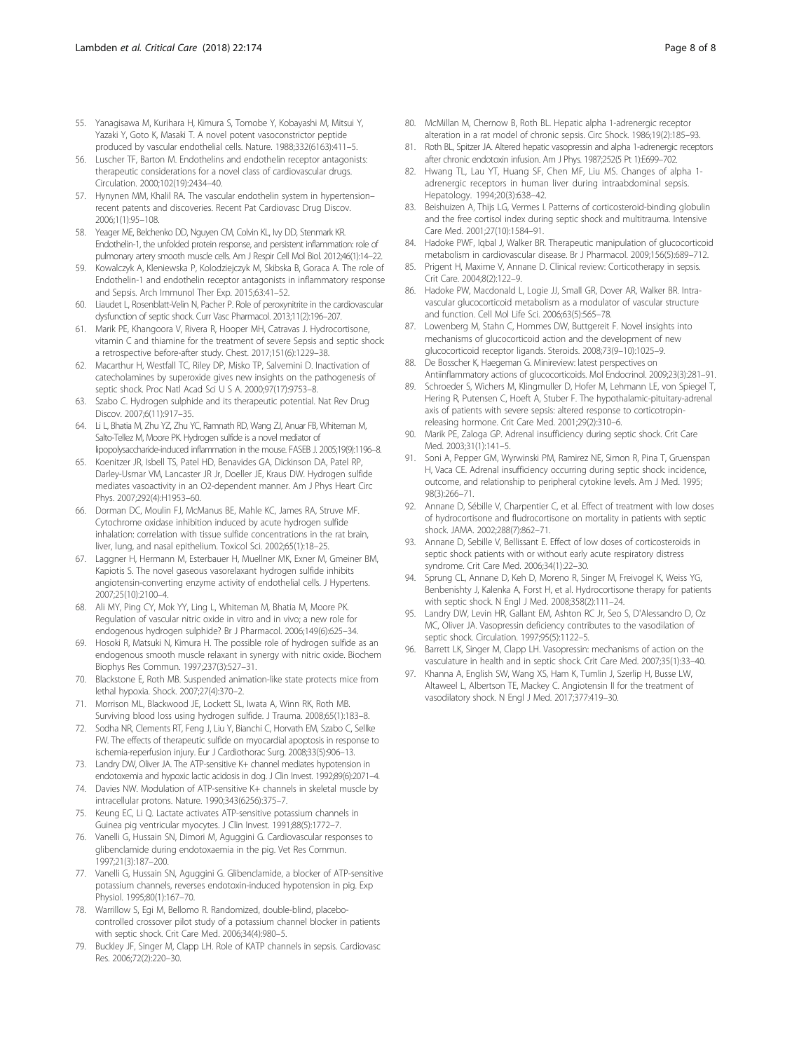55. Yanagisawa M, Kurihara H, Kimura S, Tomobe Y, Kobayashi M, Mitsui Y, Yazaki Y, Goto K, Masaki T. A novel potent vasoconstrictor peptide produced by vascular endothelial cells. Nature. 1988;332(6163):411–5.
56. Luscher TF, Barton M. Endothelins and endothelin receptor antagonists: therapeutic considerations for a novel class of cardiovascular drugs. Circulation. 2000;102(19):2434–40.
57. Hynynen MM, Khalil RA. The vascular endothelin system in hypertension– recent patents and discoveries. Recent Pat Cardiovasc Drug Discov. 2006;1(1):95–108.
58. Yeager ME, Belchenko DD, Nguyen CM, Colvin KL, Ivy DD, Stenmark KR. Endothelin-1, the unfolded protein response, and persistent inflammation: role of pulmonary artery smooth muscle cells. Am J Respir Cell Mol Biol. 2012;46(1):14–22.
59. Kowalczyk A, Kleniewska P, Kolodziejczyk M, Skibska B, Goraca A. The role of Endothelin-1 and endothelin receptor antagonists in inflammatory response and Sepsis. Arch Immunol Ther Exp. 2015;63:41–52.
60. Liaudet L, Rosenblatt-Velin N, Pacher P. Role of peroxynitrite in the cardiovascular dysfunction of septic shock. Curr Vasc Pharmacol. 2013;11(2):196–207.
61. Marik PE, Khangoora V, Rivera R, Hooper MH, Catravas J. Hydrocortisone, vitamin C and thiamine for the treatment of severe Sepsis and septic shock: a retrospective before-after study. Chest. 2017;151(6):1229–38.
62. Macarthur H, Westfall TC, Riley DP, Misko TP, Salvemini D. Inactivation of catecholamines by superoxide gives new insights on the pathogenesis of septic shock. Proc Natl Acad Sci U S A. 2000;97(17):9753–8.
63. Szabo C. Hydrogen sulphide and its therapeutic potential. Nat Rev Drug Discov. 2007;6(11):917–35.
64. Li L, Bhatia M, Zhu YZ, Zhu YC, Ramnath RD, Wang ZJ, Anuar FB, Whiteman M, Salto-Tellez M, Moore PK. Hydrogen sulfide is a novel mediator of lipopolysaccharide-induced inflammation in the mouse. FASEB J. 2005;19(9):1196–8.
65. Koenitzer JR, Isbell TS, Patel HD, Benavides GA, Dickinson DA, Patel RP, Darley-Usmar VM, Lancaster JR Jr, Doeller JE, Kraus DW. Hydrogen sulfide mediates vasoactivity in an O2-dependent manner. Am J Phys Heart Circ Phys. 2007;292(4):H1953–60.
66. Dorman DC, Moulin FJ, McManus BE, Mahle KC, James RA, Struve MF. Cytochrome oxidase inhibition induced by acute hydrogen sulfide inhalation: correlation with tissue sulfide concentrations in the rat brain, liver, lung, and nasal epithelium. Toxicol Sci. 2002;65(1):18–25.
67. Laggner H, Hermann M, Esterbauer H, Muellner MK, Exner M, Gmeiner BM, Kapiotis S. The novel gaseous vasorelaxant hydrogen sulfide inhibits angiotensin-converting enzyme activity of endothelial cells. J Hypertens. 2007;25(10):2100–4.
68. Ali MY, Ping CY, Mok YY, Ling L, Whiteman M, Bhatia M, Moore PK. Regulation of vascular nitric oxide in vitro and in vivo; a new role for endogenous hydrogen sulphide? Br J Pharmacol. 2006;149(6):625–34.
69. Hosoki R, Matsuki N, Kimura H. The possible role of hydrogen sulfide as an endogenous smooth muscle relaxant in synergy with nitric oxide. Biochem Biophys Res Commun. 1997;237(3):527–31.
70. Blackstone E, Roth MB. Suspended animation-like state protects mice from lethal hypoxia. Shock. 2007;27(4):370–2.
71. Morrison ML, Blackwood JE, Lockett SL, Iwata A, Winn RK, Roth MB. Surviving blood loss using hydrogen sulfide. J Trauma. 2008;65(1):183–8.
72. Sodha NR, Clements RT, Feng J, Liu Y, Bianchi C, Horvath EM, Szabo C, Sellke FW. The effects of therapeutic sulfide on myocardial apoptosis in response to ischemia-reperfusion injury. Eur J Cardiothorac Surg. 2008;33(5):906–13.
73. Landry DW, Oliver JA. The ATP-sensitive K+ channel mediates hypotension in endotoxemia and hypoxic lactic acidosis in dog. J Clin Invest. 1992;89(6):2071–4.
74. Davies NW. Modulation of ATP-sensitive K+ channels in skeletal muscle by intracellular protons. Nature. 1990;343(6256):375–7.
75. Keung EC, Li Q. Lactate activates ATP-sensitive potassium channels in Guinea pig ventricular myocytes. J Clin Invest. 1991;88(5):1772–7.
76. Vanelli G, Hussain SN, Dimori M, Aguggini G. Cardiovascular responses to glibenclamide during endotoxaemia in the pig. Vet Res Commun. 1997;21(3):187–200.
77. Vanelli G, Hussain SN, Aguggini G. Glibenclamide, a blocker of ATP-sensitive potassium channels, reverses endotoxin-induced hypotension in pig. Exp Physiol. 1995;80(1):167–70.
78. Warrillow S, Egi M, Bellomo R. Randomized, double-blind, placebo-controlled crossover pilot study of a potassium channel blocker in patients with septic shock. Crit Care Med. 2006;34(4):980–5.
79. Buckley JF, Singer M, Clapp LH. Role of KATP channels in sepsis. Cardiovasc Res. 2006;72(2):220–30.
80. McMillan M, Chernow B, Roth BL. Hepatic alpha 1-adrenergic receptor alteration in a rat model of chronic sepsis. Circ Shock. 1986;19(2):185–93.
81. Roth BL, Spitzer JA. Altered hepatic vasopressin and alpha 1-adrenergic receptors after chronic endotoxin infusion. Am J Phys. 1987;252(5 Pt 1):E699–702.
82. Hwang TL, Lau YT, Huang SF, Chen MF, Liu MS. Changes of alpha 1-adrenergic receptors in human liver during intraabdominal sepsis. Hepatology. 1994;20(3):638–42.
83. Beishuizen A, Thijs LG, Vermes I. Patterns of corticosteroid-binding globulin and the free cortisol index during septic shock and multitrauma. Intensive Care Med. 2001;27(10):1584–91.
84. Hadoke PWF, Iqbal J, Walker BR. Therapeutic manipulation of glucocorticoid metabolism in cardiovascular disease. Br J Pharmacol. 2009;156(5):689–712.
85. Prigent H, Maxime V, Annane D. Clinical review: Corticotherapy in sepsis. Crit Care. 2004;8(2):122–9.
86. Hadoke PW, Macdonald L, Logie JJ, Small GR, Dover AR, Walker BR. Intra-vascular glucocorticoid metabolism as a modulator of vascular structure and function. Cell Mol Life Sci. 2006;63(5):565–78.
87. Lowenberg M, Stahn C, Hommes DW, Buttgereit F. Novel insights into mechanisms of glucocorticoid action and the development of new glucocorticoid receptor ligands. Steroids. 2008;73(9–10):1025–9.
88. De Bosscher K, Haegeman G. Minireview: latest perspectives on Antiinflammatory actions of glucocorticoids. Mol Endocrinol. 2009;23(3):281–91.
89. Schroeder S, Wichers M, Klingmuller D, Hofer M, Lehmann LE, von Spiegel T, Hering R, Putensen C, Hoeft A, Stuber F. The hypothalamic-pituitary-adrenal axis of patients with severe sepsis: altered response to corticotropin-releasing hormone. Crit Care Med. 2001;29(2):310–6.
90. Marik PE, Zaloga GP. Adrenal insufficiency during septic shock. Crit Care Med. 2003;31(1):141–5.
91. Soni A, Pepper GM, Wyrwinski PM, Ramirez NE, Simon R, Pina T, Gruenspan H, Vaca CE. Adrenal insufficiency occurring during septic shock: incidence, outcome, and relationship to peripheral cytokine levels. Am J Med. 1995;98(3):266–71.
92. Annane D, Sébille V, Charpentier C, et al. Effect of treatment with low doses of hydrocortisone and fludrocortisone on mortality in patients with septic shock. JAMA. 2002;288(7):862–71.
93. Annane D, Sebille V, Bellissant E. Effect of low doses of corticosteroids in septic shock patients with or without early acute respiratory distress syndrome. Crit Care Med. 2006;34(1):22–30.
94. Sprung CL, Annane D, Keh D, Moreno R, Singer M, Freivogel K, Weiss YG, Benbenishty J, Kalenka A, Forst H, et al. Hydrocortisone therapy for patients with septic shock. N Engl J Med. 2008;358(2):111–24.
95. Landry DW, Levin HR, Gallant EM, Ashton RC Jr, Seo S, D'Alessandro D, Oz MC, Oliver JA. Vasopressin deficiency contributes to the vasodilation of septic shock. Circulation. 1997;95(5):1122–5.
96. Barrett LK, Singer M, Clapp LH. Vasopressin: mechanisms of action on the vasculature in health and in septic shock. Crit Care Med. 2007;35(1):33–40.
97. Khanna A, English SW, Wang XS, Ham K, Tumlin J, Szerlip H, Busse LW, Altaweel L, Albertson TE, Mackey C. Angiotensin II for the treatment of vasodilatory shock. N Engl J Med. 2017;377:419–30.